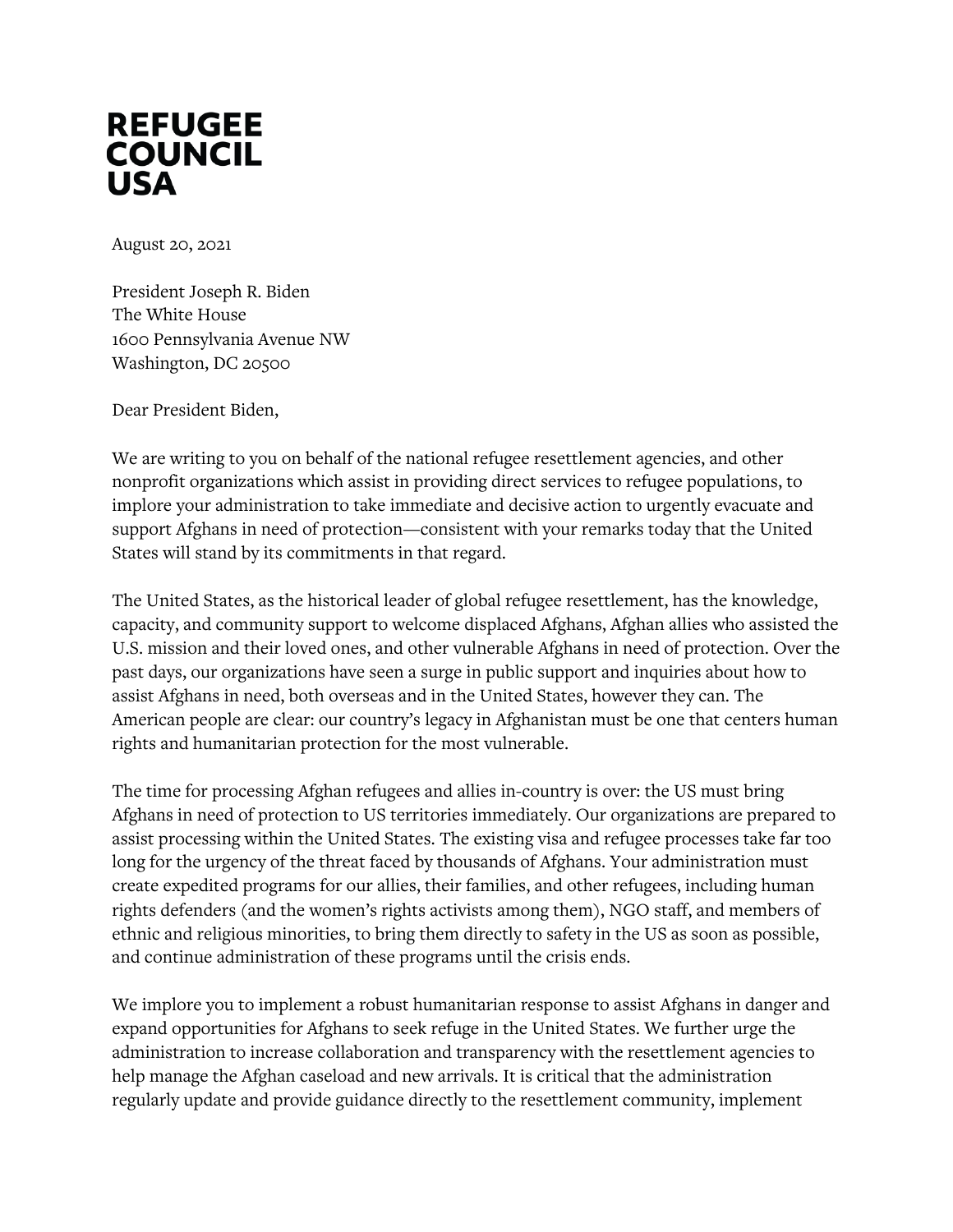# REFUGEE COUNCIL USA

August 20, 2021

President Joseph R. Biden
The White House
1600 Pennsylvania Avenue NW
Washington, DC 20500

Dear President Biden,

We are writing to you on behalf of the national refugee resettlement agencies, and other nonprofit organizations which assist in providing direct services to refugee populations, to implore your administration to take immediate and decisive action to urgently evacuate and support Afghans in need of protection—consistent with your remarks today that the United States will stand by its commitments in that regard.

The United States, as the historical leader of global refugee resettlement, has the knowledge, capacity, and community support to welcome displaced Afghans, Afghan allies who assisted the U.S. mission and their loved ones, and other vulnerable Afghans in need of protection. Over the past days, our organizations have seen a surge in public support and inquiries about how to assist Afghans in need, both overseas and in the United States, however they can. The American people are clear: our country's legacy in Afghanistan must be one that centers human rights and humanitarian protection for the most vulnerable.

The time for processing Afghan refugees and allies in-country is over: the US must bring Afghans in need of protection to US territories immediately. Our organizations are prepared to assist processing within the United States. The existing visa and refugee processes take far too long for the urgency of the threat faced by thousands of Afghans. Your administration must create expedited programs for our allies, their families, and other refugees, including human rights defenders (and the women's rights activists among them), NGO staff, and members of ethnic and religious minorities, to bring them directly to safety in the US as soon as possible, and continue administration of these programs until the crisis ends.

We implore you to implement a robust humanitarian response to assist Afghans in danger and expand opportunities for Afghans to seek refuge in the United States. We further urge the administration to increase collaboration and transparency with the resettlement agencies to help manage the Afghan caseload and new arrivals. It is critical that the administration regularly update and provide guidance directly to the resettlement community, implement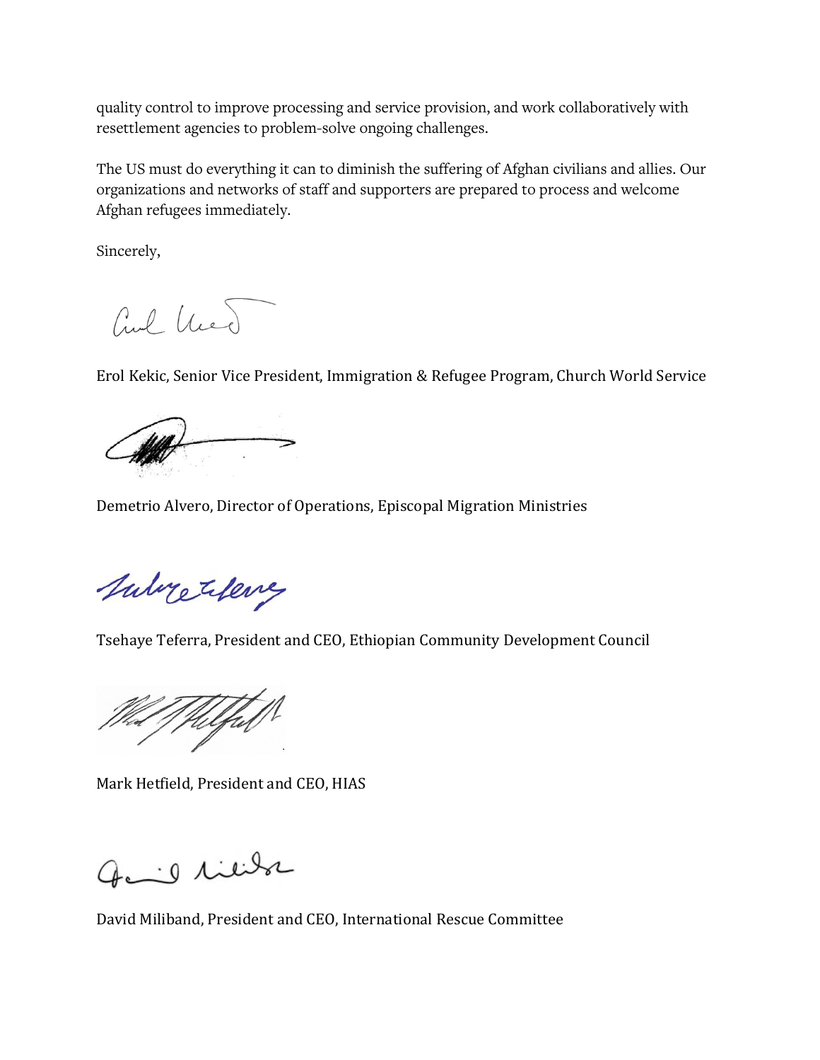quality control to improve processing and service provision, and work collaboratively with resettlement agencies to problem-solve ongoing challenges.

The US must do everything it can to diminish the suffering of Afghan civilians and allies. Our organizations and networks of staff and supporters are prepared to process and welcome Afghan refugees immediately.

Sincerely,

Erol Kekic, Senior Vice President, Immigration & Refugee Program, Church World Service

Demetrio Alvero, Director of Operations, Episcopal Migration Ministries

Tsehaye Teferra, President and CEO, Ethiopian Community Development Council

Mark Hetfield, President and CEO, HIAS

David Miliband, President and CEO, International Rescue Committee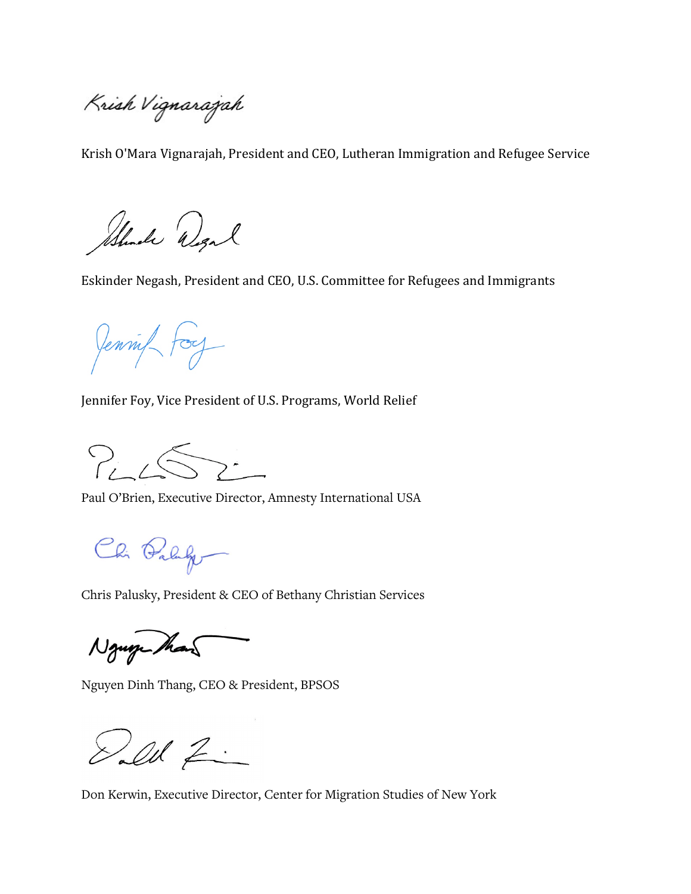Krish O'Mara Vignarajah, President and CEO, Lutheran Immigration and Refugee Service

Eskinder Negash, President and CEO, U.S. Committee for Refugees and Immigrants

Jennifer Foy, Vice President of U.S. Programs, World Relief

Paul O'Brien, Executive Director, Amnesty International USA

Chris Palusky, President & CEO of Bethany Christian Services

Nguyen Dinh Thang, CEO & President, BPSOS

Don Kerwin, Executive Director, Center for Migration Studies of New York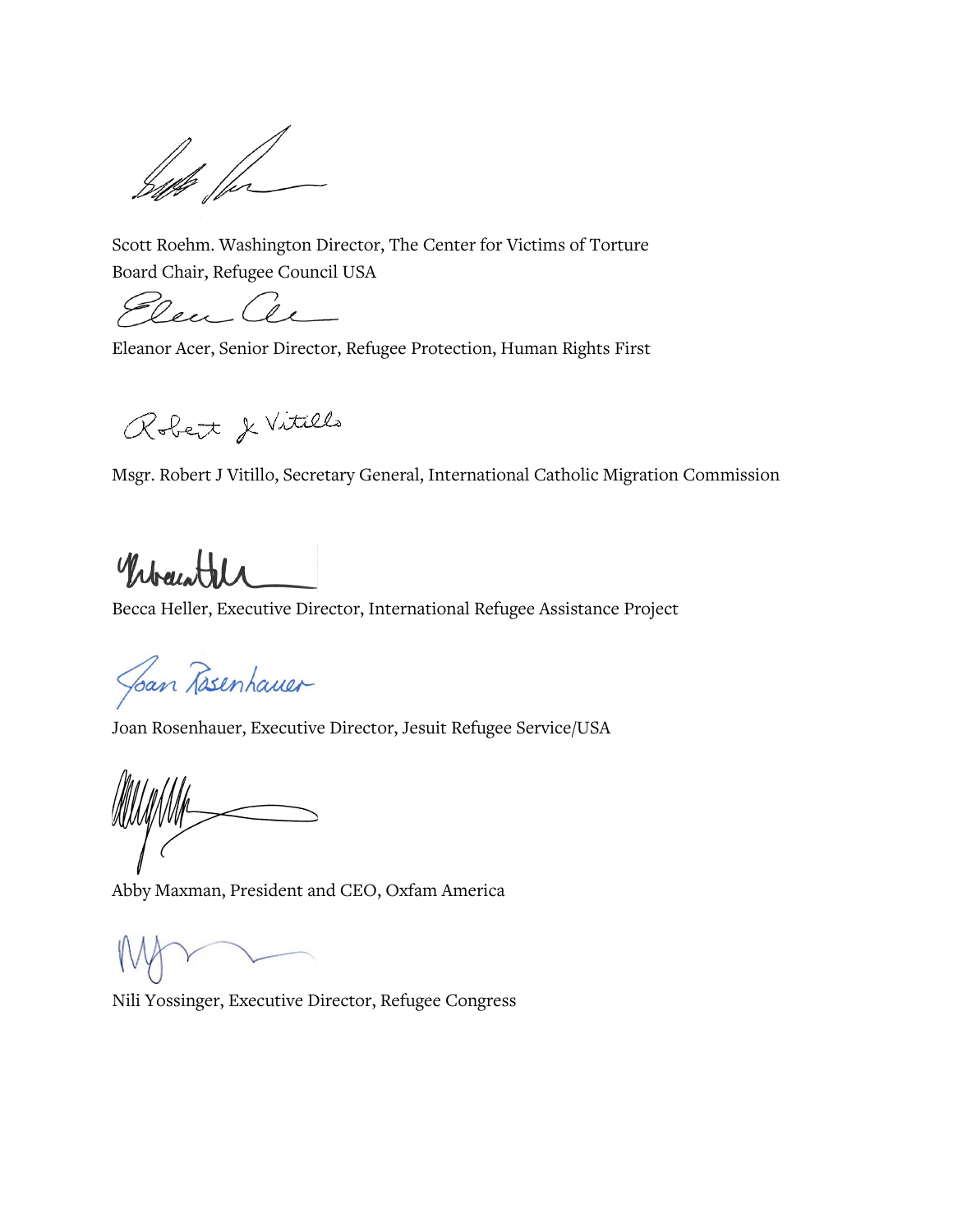Scott Roehm. Washington Director, The Center for Victims of Torture
Board Chair, Refugee Council USA

Eleanor Acer, Senior Director, Refugee Protection, Human Rights First

Msgr. Robert J Vitillo, Secretary General, International Catholic Migration Commission

Becca Heller, Executive Director, International Refugee Assistance Project

Joan Rosenhauer, Executive Director, Jesuit Refugee Service/USA

Abby Maxman, President and CEO, Oxfam America

Nili Yossinger, Executive Director, Refugee Congress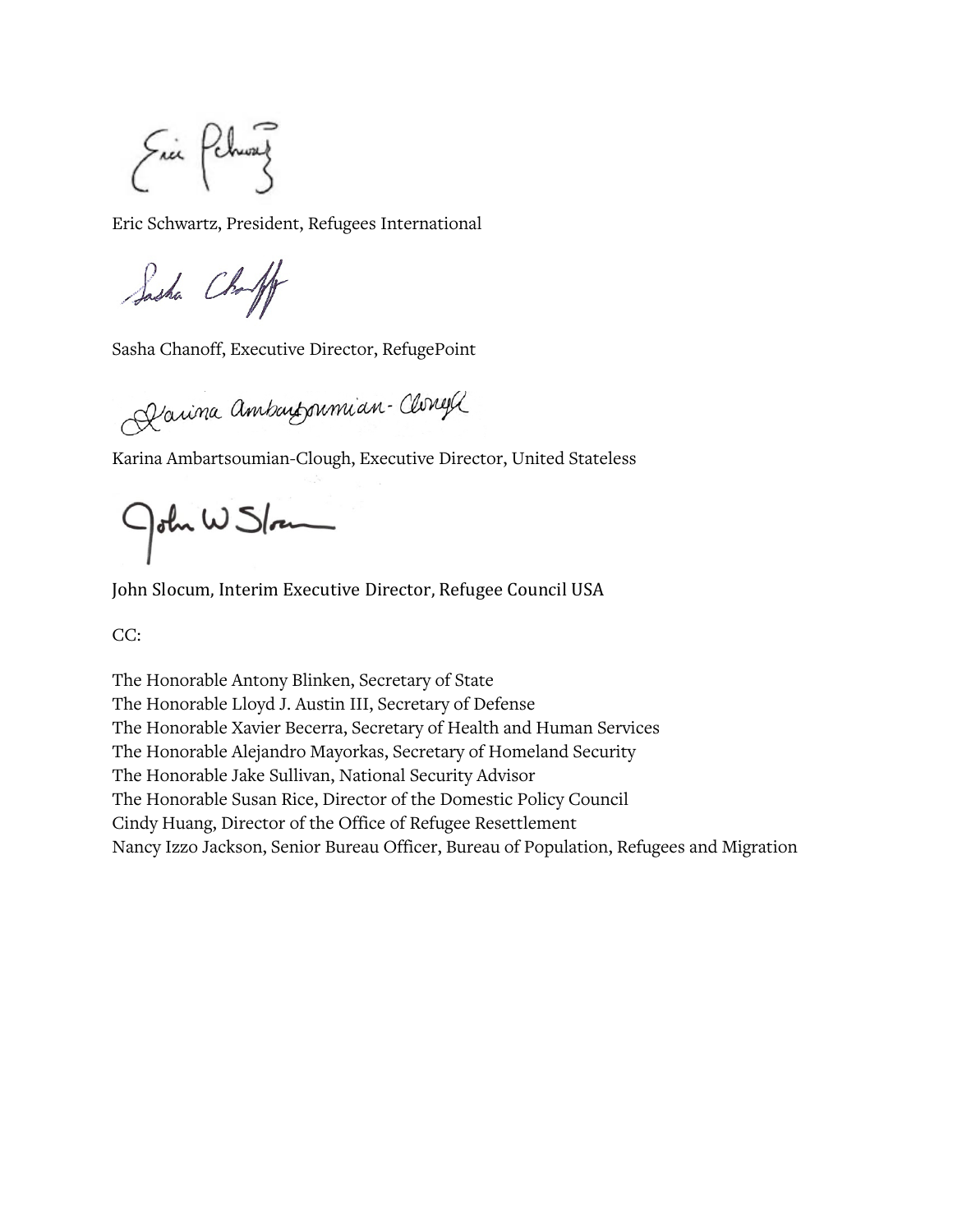Eric Schwartz, President, Refugees International

Sasha Chanoff, Executive Director, RefugePoint

Karina Ambartsoumian-Clough, Executive Director, United Stateless

John Slocum, Interim Executive Director, Refugee Council USA

CC:

The Honorable Antony Blinken, Secretary of State
The Honorable Lloyd J. Austin III, Secretary of Defense
The Honorable Xavier Becerra, Secretary of Health and Human Services
The Honorable Alejandro Mayorkas, Secretary of Homeland Security
The Honorable Jake Sullivan, National Security Advisor
The Honorable Susan Rice, Director of the Domestic Policy Council
Cindy Huang, Director of the Office of Refugee Resettlement
Nancy Izzo Jackson, Senior Bureau Officer, Bureau of Population, Refugees and Migration